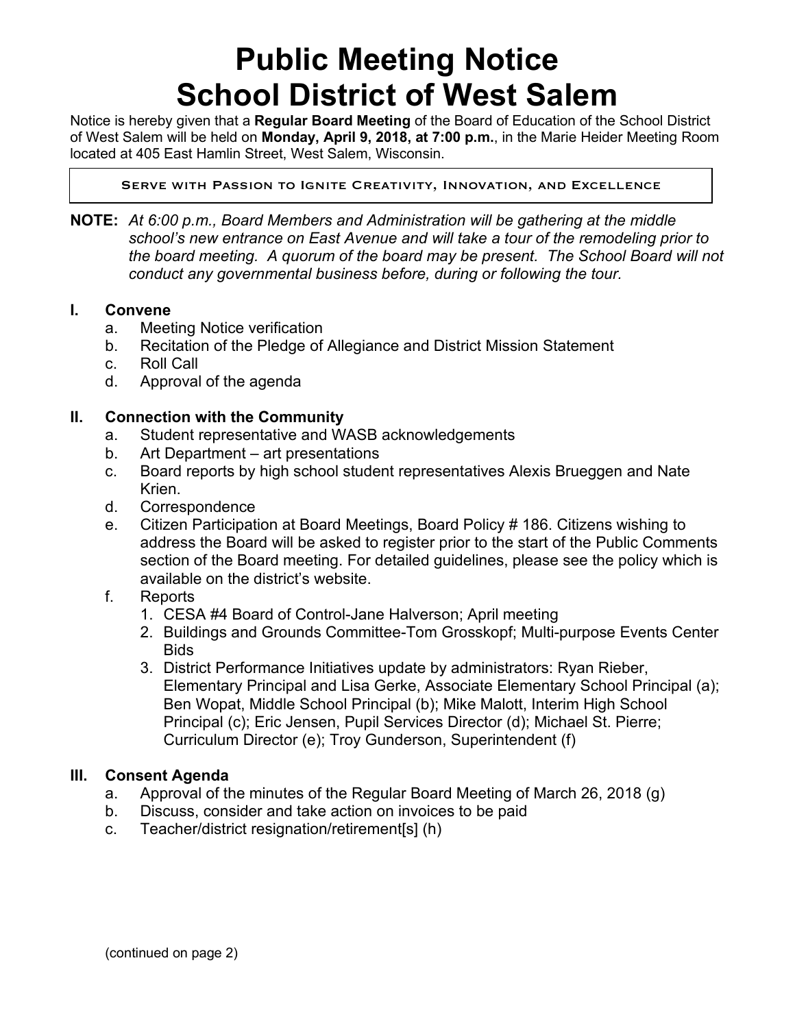# Public Meeting Notice
# School District of West Salem

Notice is hereby given that a **Regular Board Meeting** of the Board of Education of the School District of West Salem will be held on **Monday, April 9, 2018, at 7:00 p.m.**, in the Marie Heider Meeting Room located at 405 East Hamlin Street, West Salem, Wisconsin.

SERVE WITH PASSION TO IGNITE CREATIVITY, INNOVATION, AND EXCELLENCE

**NOTE:** *At 6:00 p.m., Board Members and Administration will be gathering at the middle school's new entrance on East Avenue and will take a tour of the remodeling prior to the board meeting. A quorum of the board may be present. The School Board will not conduct any governmental business before, during or following the tour.*

## I. Convene

a. Meeting Notice verification
b. Recitation of the Pledge of Allegiance and District Mission Statement
c. Roll Call
d. Approval of the agenda

## II. Connection with the Community

a. Student representative and WASB acknowledgements
b. Art Department – art presentations
c. Board reports by high school student representatives Alexis Brueggen and Nate Krien.
d. Correspondence
e. Citizen Participation at Board Meetings, Board Policy # 186. Citizens wishing to address the Board will be asked to register prior to the start of the Public Comments section of the Board meeting. For detailed guidelines, please see the policy which is available on the district's website.
f. Reports
   1. CESA #4 Board of Control-Jane Halverson; April meeting
   2. Buildings and Grounds Committee-Tom Grosskopf; Multi-purpose Events Center Bids
   3. District Performance Initiatives update by administrators: Ryan Rieber, Elementary Principal and Lisa Gerke, Associate Elementary School Principal (a); Ben Wopat, Middle School Principal (b); Mike Malott, Interim High School Principal (c); Eric Jensen, Pupil Services Director (d); Michael St. Pierre; Curriculum Director (e); Troy Gunderson, Superintendent (f)

## III. Consent Agenda

a. Approval of the minutes of the Regular Board Meeting of March 26, 2018 (g)
b. Discuss, consider and take action on invoices to be paid
c. Teacher/district resignation/retirement[s] (h)

(continued on page 2)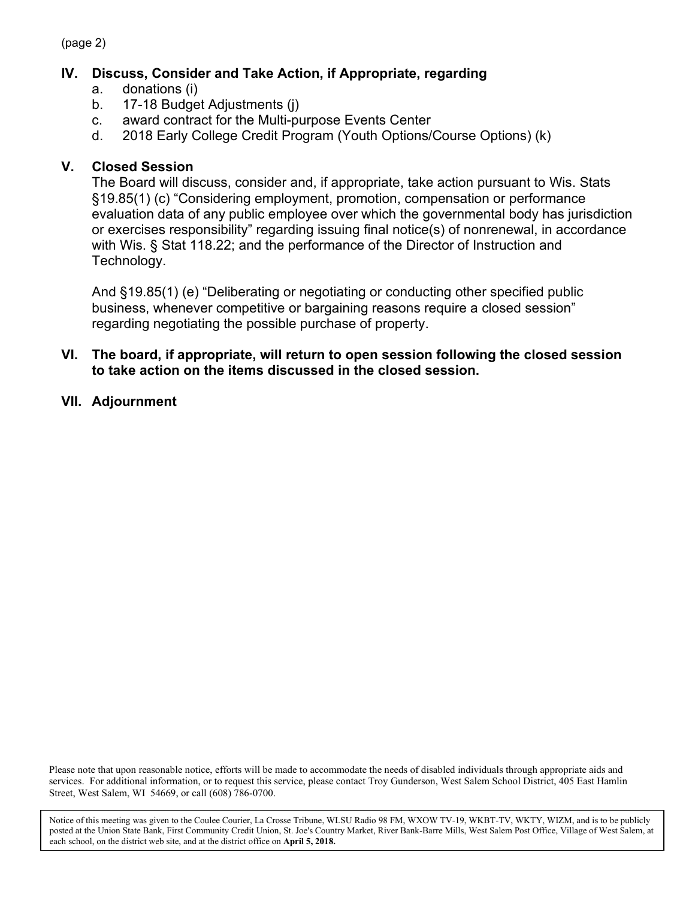(page 2)

**IV. Discuss, Consider and Take Action, if Appropriate, regarding**

a. donations (i)
b. 17-18 Budget Adjustments (j)
c. award contract for the Multi-purpose Events Center
d. 2018 Early College Credit Program (Youth Options/Course Options) (k)

**V. Closed Session**

The Board will discuss, consider and, if appropriate, take action pursuant to Wis. Stats §19.85(1) (c) “Considering employment, promotion, compensation or performance evaluation data of any public employee over which the governmental body has jurisdiction or exercises responsibility” regarding issuing final notice(s) of nonrenewal, in accordance with Wis. § Stat 118.22; and the performance of the Director of Instruction and Technology.

And §19.85(1) (e) “Deliberating or negotiating or conducting other specified public business, whenever competitive or bargaining reasons require a closed session” regarding negotiating the possible purchase of property.

**VI. The board, if appropriate, will return to open session following the closed session to take action on the items discussed in the closed session.**

**VII. Adjournment**

Please note that upon reasonable notice, efforts will be made to accommodate the needs of disabled individuals through appropriate aids and services. For additional information, or to request this service, please contact Troy Gunderson, West Salem School District, 405 East Hamlin Street, West Salem, WI 54669, or call (608) 786-0700.

Notice of this meeting was given to the Coulee Courier, La Crosse Tribune, WLSU Radio 98 FM, WXOW TV-19, WKBT-TV, WKTY, WIZM, and is to be publicly posted at the Union State Bank, First Community Credit Union, St. Joe's Country Market, River Bank-Barre Mills, West Salem Post Office, Village of West Salem, at each school, on the district web site, and at the district office on **April 5, 2018.**